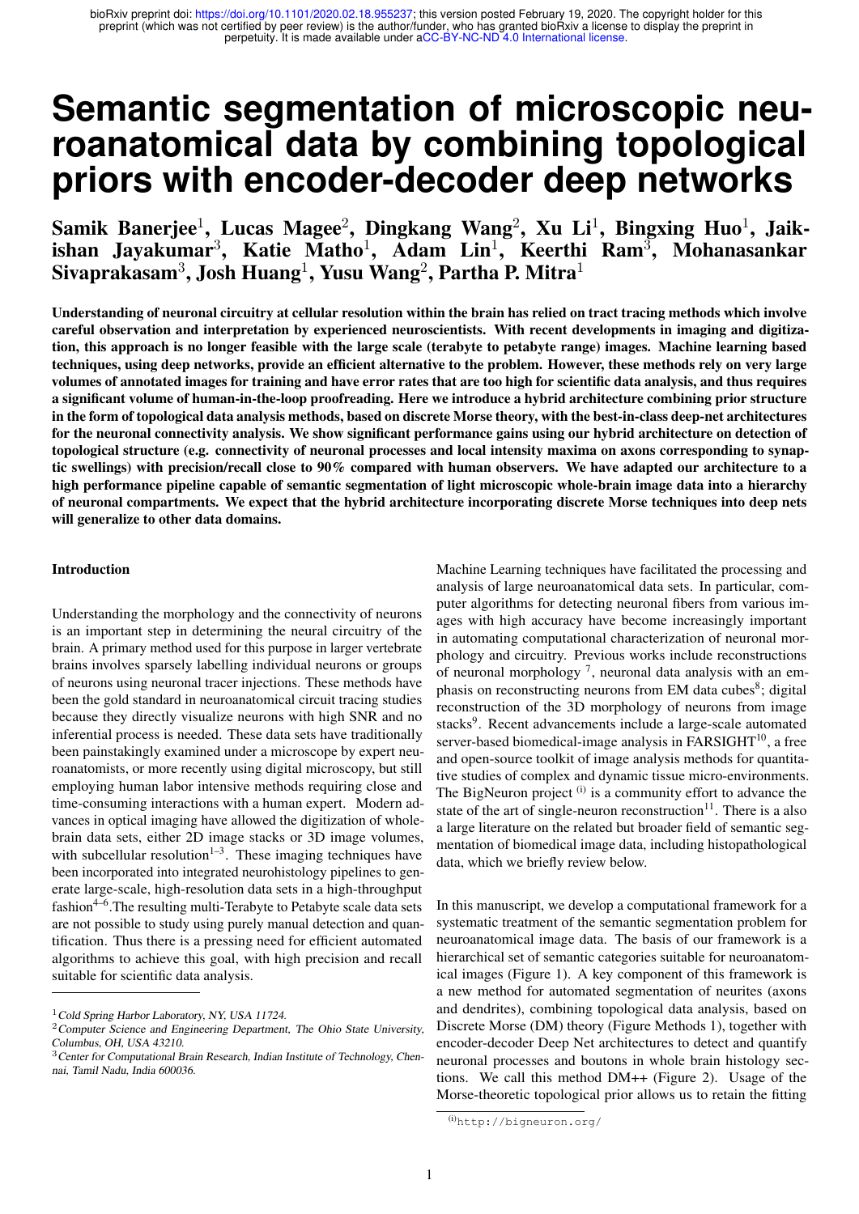# Semantic segmentation of microscopic neuroanatomical data by combining topological priors with encoder-decoder deep networks

**Samik Banerjee[1], Lucas Magee[2], Dingkang Wang[2], Xu Li[1], Bingxing Huo[1], Jaikishan Jayakumar[3], Katie Matho[1], Adam Lin[1], Keerthi Ram[3], Mohanasankar Sivaprakasam[3], Josh Huang[1], Yusu Wang[2], Partha P. Mitra[1]**

**Understanding of neuronal circuitry at cellular resolution within the brain has relied on tract tracing methods which involve careful observation and interpretation by experienced neuroscientists. With recent developments in imaging and digitization, this approach is no longer feasible with the large scale (terabyte to petabyte range) images. Machine learning based techniques, using deep networks, provide an efficient alternative to the problem. However, these methods rely on very large volumes of annotated images for training and have error rates that are too high for scientific data analysis, and thus requires a significant volume of human-in-the-loop proofreading. Here we introduce a hybrid architecture combining prior structure in the form of topological data analysis methods, based on discrete Morse theory, with the best-in-class deep-net architectures for the neuronal connectivity analysis. We show significant performance gains using our hybrid architecture on detection of topological structure (e.g. connectivity of neuronal processes and local intensity maxima on axons corresponding to synaptic swellings) with precision/recall close to 90% compared with human observers. We have adapted our architecture to a high performance pipeline capable of semantic segmentation of light microscopic whole-brain image data into a hierarchy of neuronal compartments. We expect that the hybrid architecture incorporating discrete Morse techniques into deep nets will generalize to other data domains.**

#### Introduction

Understanding the morphology and the connectivity of neurons is an important step in determining the neural circuitry of the brain. A primary method used for this purpose in larger vertebrate brains involves sparsely labelling individual neurons or groups of neurons using neuronal tracer injections. These methods have been the gold standard in neuroanatomical circuit tracing studies because they directly visualize neurons with high SNR and no inferential process is needed. These data sets have traditionally been painstakingly examined under a microscope by expert neuroanatomists, or more recently using digital microscopy, but still employing human labor intensive methods requiring close and time-consuming interactions with a human expert. Modern advances in optical imaging have allowed the digitization of whole-brain data sets, either 2D image stacks or 3D image volumes, with subcellular resolution[1–3]. These imaging techniques have been incorporated into integrated neurohistology pipelines to generate large-scale, high-resolution data sets in a high-throughput fashion[4–6].The resulting multi-Terabyte to Petabyte scale data sets are not possible to study using purely manual detection and quantification. Thus there is a pressing need for efficient automated algorithms to achieve this goal, with high precision and recall suitable for scientific data analysis.

Machine Learning techniques have facilitated the processing and analysis of large neuroanatomical data sets. In particular, computer algorithms for detecting neuronal fibers from various images with high accuracy have become increasingly important in automating computational characterization of neuronal morphology and circuitry. Previous works include reconstructions of neuronal morphology [7], neuronal data analysis with an emphasis on reconstructing neurons from EM data cubes[8]; digital reconstruction of the 3D morphology of neurons from image stacks[9]. Recent advancements include a large-scale automated server-based biomedical-image analysis in FARSIGHT[10], a free and open-source toolkit of image analysis methods for quantitative studies of complex and dynamic tissue micro-environments. The BigNeuron project [(i)] is a community effort to advance the state of the art of single-neuron reconstruction[11]. There is a also a large literature on the related but broader field of semantic segmentation of biomedical image data, including histopathological data, which we briefly review below.

In this manuscript, we develop a computational framework for a systematic treatment of the semantic segmentation problem for neuroanatomical image data. The basis of our framework is a hierarchical set of semantic categories suitable for neuroanatomical images (Figure 1). A key component of this framework is a new method for automated segmentation of neurites (axons and dendrites), combining topological data analysis, based on Discrete Morse (DM) theory (Figure Methods 1), together with encoder-decoder Deep Net architectures to detect and quantify neuronal processes and boutons in whole brain histology sections. We call this method DM++ (Figure 2). Usage of the Morse-theoretic topological prior allows us to retain the fitting

---

[1] *Cold Spring Harbor Laboratory, NY, USA 11724.*
[2] *Computer Science and Engineering Department, The Ohio State University, Columbus, OH, USA 43210.*
[3] *Center for Computational Brain Research, Indian Institute of Technology, Chennai, Tamil Nadu, India 600036.*

[(i)] http://bigneuron.org/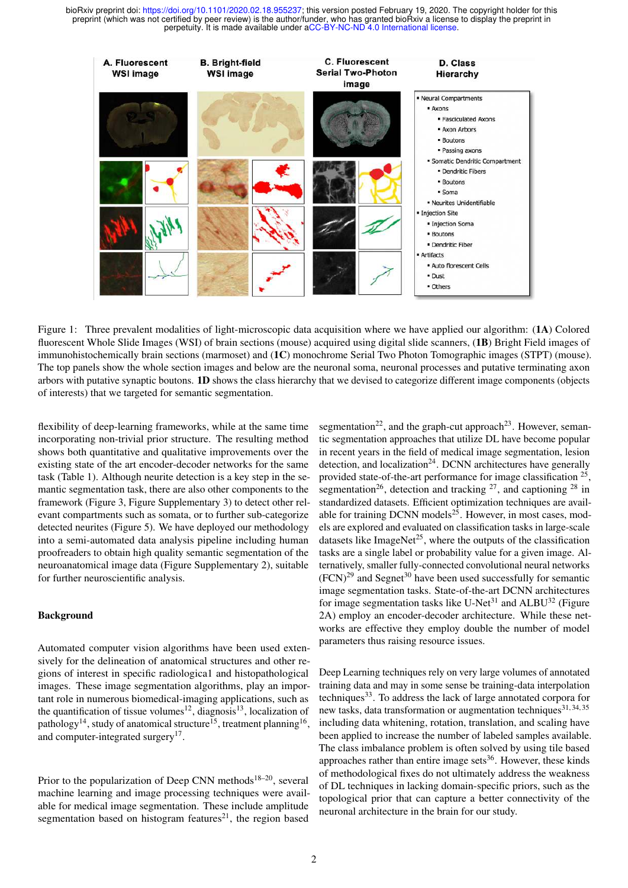Figure 1: Three prevalent modalities of light-microscopic data acquisition where we have applied our algorithm: (**1A**) Colored fluorescent Whole Slide Images (WSI) of brain sections (mouse) acquired using digital slide scanners, (**1B**) Bright Field images of immunohistochemically brain sections (marmoset) and (**1C**) monochrome Serial Two Photon Tomographic images (STPT) (mouse). The top panels show the whole section images and below are the neuronal soma, neuronal processes and putative terminating axon arbors with putative synaptic boutons. **1D** shows the class hierarchy that we devised to categorize different image components (objects of interests) that we targeted for semantic segmentation.

flexibility of deep-learning frameworks, while at the same time incorporating non-trivial prior structure. The resulting method shows both quantitative and qualitative improvements over the existing state of the art encoder-decoder networks for the same task (Table 1). Although neurite detection is a key step in the semantic segmentation task, there are also other components to the framework (Figure 3, Figure Supplementary 3) to detect other relevant compartments such as somata, or to further sub-categorize detected neurites (Figure 5). We have deployed our methodology into a semi-automated data analysis pipeline including human proofreaders to obtain high quality semantic segmentation of the neuroanatomical image data (Figure Supplementary 2), suitable for further neuroscientific analysis.

## Background

Automated computer vision algorithms have been used extensively for the delineation of anatomical structures and other regions of interest in specific radiologica1 and histopathological images. These image segmentation algorithms, play an important role in numerous biomedical-imaging applications, such as the quantification of tissue volumes[12], diagnosis[13], localization of pathology[14], study of anatomical structure[15], treatment planning[16], and computer-integrated surgery[17].

Prior to the popularization of Deep CNN methods[18–20], several machine learning and image processing techniques were available for medical image segmentation. These include amplitude segmentation based on histogram features[21], the region based segmentation[22], and the graph-cut approach[23]. However, semantic segmentation approaches that utilize DL have become popular in recent years in the field of medical image segmentation, lesion detection, and localization[24]. DCNN architectures have generally provided state-of-the-art performance for image classification [25], segmentation[26], detection and tracking [27], and captioning [28] in standardized datasets. Efficient optimization techniques are available for training DCNN models[25]. However, in most cases, models are explored and evaluated on classification tasks in large-scale datasets like ImageNet[25], where the outputs of the classification tasks are a single label or probability value for a given image. Alternatively, smaller fully-connected convolutional neural networks (FCN)[29] and Segnet[30] have been used successfully for semantic image segmentation tasks. State-of-the-art DCNN architectures for image segmentation tasks like U-Net[31] and ALBU[32] (Figure 2A) employ an encoder-decoder architecture. While these networks are effective they employ double the number of model parameters thus raising resource issues.

Deep Learning techniques rely on very large volumes of annotated training data and may in some sense be training-data interpolation techniques[33]. To address the lack of large annotated corpora for new tasks, data transformation or augmentation techniques[31,34,35] including data whitening, rotation, translation, and scaling have been applied to increase the number of labeled samples available. The class imbalance problem is often solved by using tile based approaches rather than entire image sets[36]. However, these kinds of methodological fixes do not ultimately address the weakness of DL techniques in lacking domain-specific priors, such as the topological prior that can capture a better connectivity of the neuronal architecture in the brain for our study.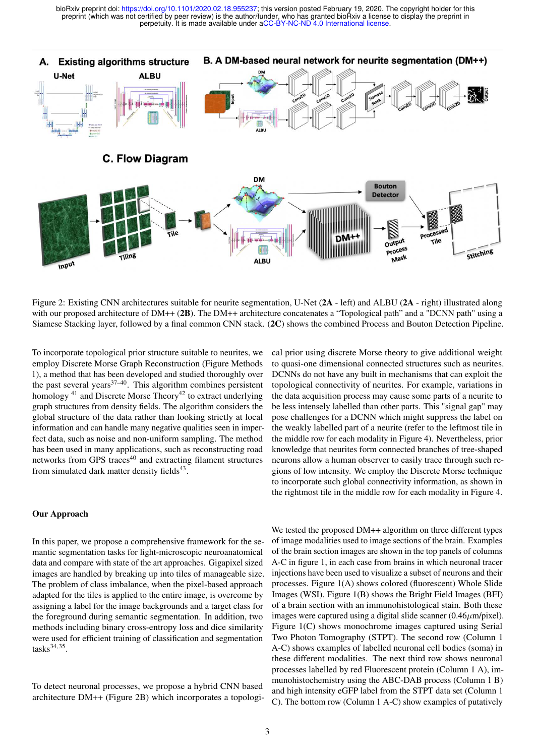Figure 2: Existing CNN architectures suitable for neurite segmentation, U-Net (**2A** - left) and ALBU (**2A** - right) illustrated along with our proposed architecture of DM++ (**2B**). The DM++ architecture concatenates a "Topological path" and a "DCNN path" using a Siamese Stacking layer, followed by a final common CNN stack. (**2C**) shows the combined Process and Bouton Detection Pipeline.

To incorporate topological prior structure suitable to neurites, we employ Discrete Morse Graph Reconstruction (Figure Methods 1), a method that has been developed and studied thoroughly over the past several years[37–40]. This algorithm combines persistent homology [41] and Discrete Morse Theory[42] to extract underlying graph structures from density fields. The algorithm considers the global structure of the data rather than looking strictly at local information and can handle many negative qualities seen in imperfect data, such as noise and non-uniform sampling. The method has been used in many applications, such as reconstructing road networks from GPS traces[40] and extracting filament structures from simulated dark matter density fields[43].

## Our Approach

In this paper, we propose a comprehensive framework for the semantic segmentation tasks for light-microscopic neuroanatomical data and compare with state of the art approaches. Gigapixel sized images are handled by breaking up into tiles of manageable size. The problem of class imbalance, when the pixel-based approach adapted for the tiles is applied to the entire image, is overcome by assigning a label for the image backgrounds and a target class for the foreground during semantic segmentation. In addition, two methods including binary cross-entropy loss and dice similarity were used for efficient training of classification and segmentation tasks[34,35].

To detect neuronal processes, we propose a hybrid CNN based architecture DM++ (Figure 2B) which incorporates a topological prior using discrete Morse theory to give additional weight to quasi-one dimensional connected structures such as neurites. DCNNs do not have any built in mechanisms that can exploit the topological connectivity of neurites. For example, variations in the data acquisition process may cause some parts of a neurite to be less intensely labelled than other parts. This "signal gap" may pose challenges for a DCNN which might suppress the label on the weakly labelled part of a neurite (refer to the leftmost tile in the middle row for each modality in Figure 4). Nevertheless, prior knowledge that neurites form connected branches of tree-shaped neurons allow a human observer to easily trace through such regions of low intensity. We employ the Discrete Morse technique to incorporate such global connectivity information, as shown in the rightmost tile in the middle row for each modality in Figure 4.

We tested the proposed DM++ algorithm on three different types of image modalities used to image sections of the brain. Examples of the brain section images are shown in the top panels of columns A-C in figure 1, in each case from brains in which neuronal tracer injections have been used to visualize a subset of neurons and their processes. Figure 1(A) shows colored (fluorescent) Whole Slide Images (WSI). Figure 1(B) shows the Bright Field Images (BFI) of a brain section with an immunohistological stain. Both these images were captured using a digital slide scanner (0.46$\mu$m/pixel). Figure 1(C) shows monochrome images captured using Serial Two Photon Tomography (STPT). The second row (Column 1 A-C) shows examples of labelled neuronal cell bodies (soma) in these different modalities. The next third row shows neuronal processes labelled by red Fluorescent protein (Column 1 A), immunohistochemistry using the ABC-DAB process (Column 1 B) and high intensity eGFP label from the STPT data set (Column 1 C). The bottom row (Column 1 A-C) show examples of putatively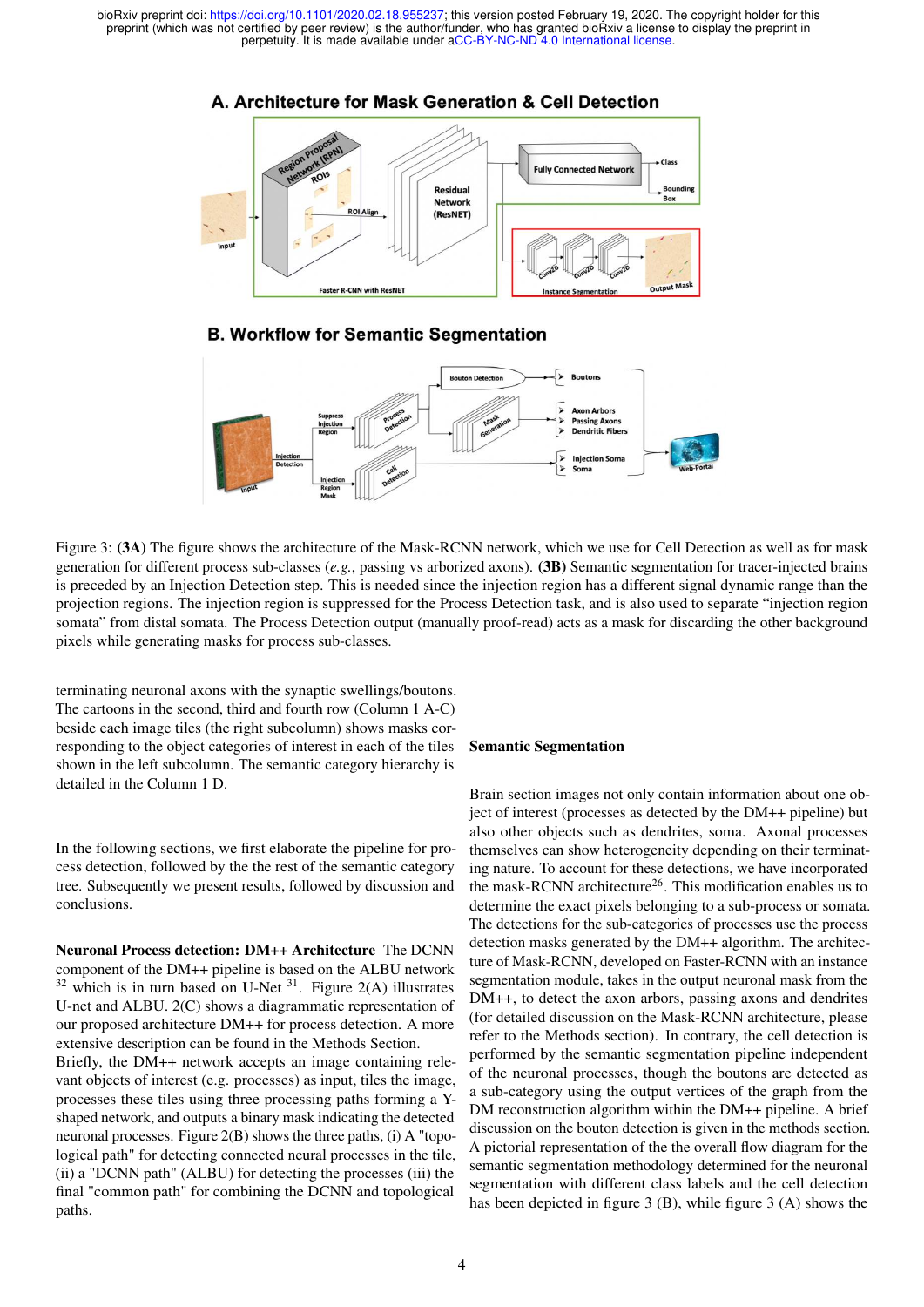Figure 3: **(3A)** The figure shows the architecture of the Mask-RCNN network, which we use for Cell Detection as well as for mask generation for different process sub-classes (*e.g.*, passing vs arborized axons). **(3B)** Semantic segmentation for tracer-injected brains is preceded by an Injection Detection step. This is needed since the injection region has a different signal dynamic range than the projection regions. The injection region is suppressed for the Process Detection task, and is also used to separate "injection region somata" from distal somata. The Process Detection output (manually proof-read) acts as a mask for discarding the other background pixels while generating masks for process sub-classes.

terminating neuronal axons with the synaptic swellings/boutons. The cartoons in the second, third and fourth row (Column 1 A-C) beside each image tiles (the right subcolumn) shows masks corresponding to the object categories of interest in each of the tiles shown in the left subcolumn. The semantic category hierarchy is detailed in the Column 1 D.

In the following sections, we first elaborate the pipeline for process detection, followed by the the rest of the semantic category tree. Subsequently we present results, followed by discussion and conclusions.

**Neuronal Process detection: DM++ Architecture** The DCNN component of the DM++ pipeline is based on the ALBU network [32] which is in turn based on U-Net [31]. Figure 2(A) illustrates U-net and ALBU. 2(C) shows a diagrammatic representation of our proposed architecture DM++ for process detection. A more extensive description can be found in the Methods Section.
Briefly, the DM++ network accepts an image containing relevant objects of interest (e.g. processes) as input, tiles the image, processes these tiles using three processing paths forming a Y-shaped network, and outputs a binary mask indicating the detected neuronal processes. Figure 2(B) shows the three paths, (i) A "topological path" for detecting connected neural processes in the tile, (ii) a "DCNN path" (ALBU) for detecting the processes (iii) the final "common path" for combining the DCNN and topological paths.

## Semantic Segmentation

Brain section images not only contain information about one object of interest (processes as detected by the DM++ pipeline) but also other objects such as dendrites, soma. Axonal processes themselves can show heterogeneity depending on their terminating nature. To account for these detections, we have incorporated the mask-RCNN architecture[26]. This modification enables us to determine the exact pixels belonging to a sub-process or somata. The detections for the sub-categories of processes use the process detection masks generated by the DM++ algorithm. The architecture of Mask-RCNN, developed on Faster-RCNN with an instance segmentation module, takes in the output neuronal mask from the DM++, to detect the axon arbors, passing axons and dendrites (for detailed discussion on the Mask-RCNN architecture, please refer to the Methods section). In contrary, the cell detection is performed by the semantic segmentation pipeline independent of the neuronal processes, though the boutons are detected as a sub-category using the output vertices of the graph from the DM reconstruction algorithm within the DM++ pipeline. A brief discussion on the bouton detection is given in the methods section. A pictorial representation of the the overall flow diagram for the semantic segmentation methodology determined for the neuronal segmentation with different class labels and the cell detection has been depicted in figure 3 (B), while figure 3 (A) shows the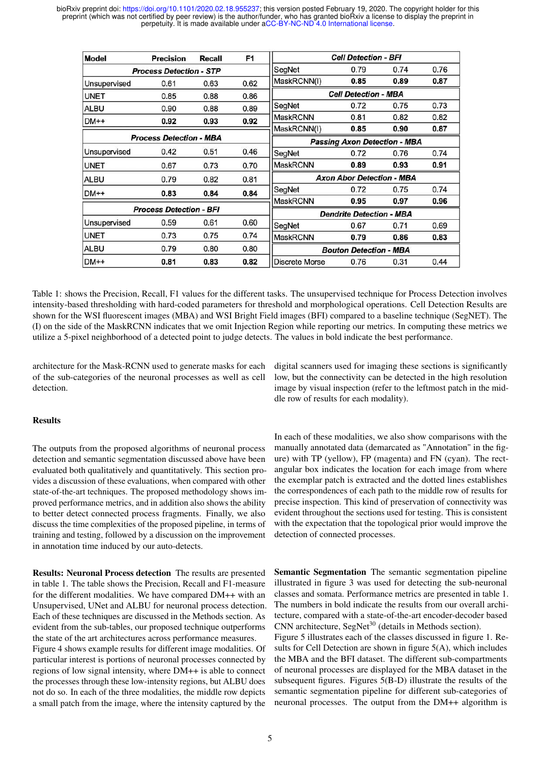| Model | Precision | Recall | F1 |
|---|---|---|---|
| ***Process Detection - STP*** | | | |
| Unsupervised | 0.61 | 0.63 | 0.62 |
| UNET | 0.85 | 0.88 | 0.86 |
| ALBU | 0.90 | 0.88 | 0.89 |
| DM++ | **0.92** | **0.93** | **0.92** |
| ***Process Detection - MBA*** | | | |
| Unsupervised | 0.42 | 0.51 | 0.46 |
| UNET | 0.67 | 0.73 | 0.70 |
| ALBU | 0.79 | 0.82 | 0.81 |
| DM++ | **0.83** | **0.84** | **0.84** |
| ***Process Detection - BFI*** | | | |
| Unsupervised | 0.59 | 0.61 | 0.60 |
| UNET | 0.73 | 0.75 | 0.74 |
| ALBU | 0.79 | 0.80 | 0.80 |
| DM++ | **0.81** | **0.83** | **0.82** |
| ***Cell Detection - BFI*** | | | |
| SegNet | 0.79 | 0.74 | 0.76 |
| MaskRCNN(I) | **0.85** | **0.89** | **0.87** |
| ***Cell Detection - MBA*** | | | |
| SegNet | 0.72 | 0.75 | 0.73 |
| MaskRCNN | 0.81 | 0.82 | 0.82 |
| MaskRCNN(I) | **0.85** | **0.90** | **0.87** |
| ***Passing Axon Detection - MBA*** | | | |
| SegNet | 0.72 | 0.76 | 0.74 |
| MaskRCNN | **0.89** | **0.93** | **0.91** |
| ***Axon Abor Detection - MBA*** | | | |
| SegNet | 0.72 | 0.75 | 0.74 |
| MaskRCNN | **0.95** | **0.97** | **0.96** |
| ***Dendrite Detection - MBA*** | | | |
| SegNet | 0.67 | 0.71 | 0.69 |
| MaskRCNN | **0.79** | **0.86** | **0.83** |
| ***Bouton Detection - MBA*** | | | |
| Discrete Morse | 0.76 | 0.31 | 0.44 |

Table 1: shows the Precision, Recall, F1 values for the different tasks. The unsupervised technique for Process Detection involves intensity-based thresholding with hard-coded parameters for threshold and morphological operations. Cell Detection Results are shown for the WSI fluorescent images (MBA) and WSI Bright Field images (BFI) compared to a baseline technique (SegNET). The (I) on the side of the MaskRCNN indicates that we omit Injection Region while reporting our metrics. In computing these metrics we utilize a 5-pixel neighborhood of a detected point to judge detects. The values in bold indicate the best performance.

architecture for the Mask-RCNN used to generate masks for each of the sub-categories of the neuronal processes as well as cell detection.

## Results

The outputs from the proposed algorithms of neuronal process detection and semantic segmentation discussed above have been evaluated both qualitatively and quantitatively. This section provides a discussion of these evaluations, when compared with other state-of-the-art techniques. The proposed methodology shows improved performance metrics, and in addition also shows the ability to better detect connected process fragments. Finally, we also discuss the time complexities of the proposed pipeline, in terms of training and testing, followed by a discussion on the improvement in annotation time induced by our auto-detects.

**Results: Neuronal Process detection** The results are presented in table 1. The table shows the Precision, Recall and F1-measure for the different modalities. We have compared DM++ with an Unsupervised, UNet and ALBU for neuronal process detection. Each of these techniques are discussed in the Methods section. As evident from the sub-tables, our proposed technique outperforms the state of the art architectures across performance measures. Figure 4 shows example results for different image modalities. Of particular interest is portions of neuronal processes connected by regions of low signal intensity, where DM++ is able to connect the processes through these low-intensity regions, but ALBU does not do so. In each of the three modalities, the middle row depicts a small patch from the image, where the intensity captured by the digital scanners used for imaging these sections is significantly low, but the connectivity can be detected in the high resolution image by visual inspection (refer to the leftmost patch in the middle row of results for each modality).

In each of these modalities, we also show comparisons with the manually annotated data (demarcated as "Annotation" in the figure) with TP (yellow), FP (magenta) and FN (cyan). The rectangular box indicates the location for each image from where the exemplar patch is extracted and the dotted lines establishes the correspondences of each path to the middle row of results for precise inspection. This kind of preservation of connectivity was evident throughout the sections used for testing. This is consistent with the expectation that the topological prior would improve the detection of connected processes.

**Semantic Segmentation** The semantic segmentation pipeline illustrated in figure 3 was used for detecting the sub-neuronal classes and somata. Performance metrics are presented in table 1. The numbers in bold indicate the results from our overall architecture, compared with a state-of-the-art encoder-decoder based CNN architecture, SegNet[30] (details in Methods section).
Figure 5 illustrates each of the classes discussed in figure 1. Results for Cell Detection are shown in figure 5(A), which includes the MBA and the BFI dataset. The different sub-compartments of neuronal processes are displayed for the MBA dataset in the subsequent figures. Figures 5(B-D) illustrate the results of the semantic segmentation pipeline for different sub-categories of neuronal processes. The output from the DM++ algorithm is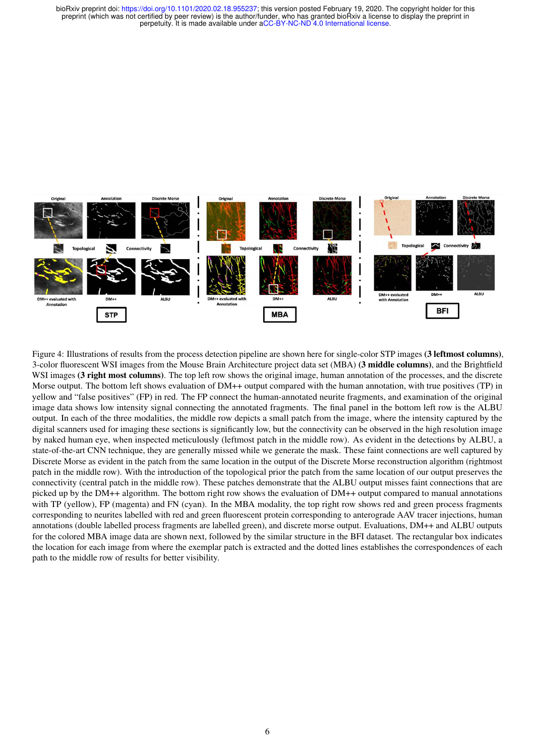Figure 4: Illustrations of results from the process detection pipeline are shown here for single-color STP images **(3 leftmost columns)**, 3-color fluorescent WSI images from the Mouse Brain Architecture project data set (MBA) **(3 middle columns)**, and the Brightfield WSI images **(3 right most columns)**. The top left row shows the original image, human annotation of the processes, and the discrete Morse output. The bottom left shows evaluation of DM++ output compared with the human annotation, with true positives (TP) in yellow and "false positives" (FP) in red. The FP connect the human-annotated neurite fragments, and examination of the original image data shows low intensity signal connecting the annotated fragments. The final panel in the bottom left row is the ALBU output. In each of the three modalities, the middle row depicts a small patch from the image, where the intensity captured by the digital scanners used for imaging these sections is significantly low, but the connectivity can be observed in the high resolution image by naked human eye, when inspected meticulously (leftmost patch in the middle row). As evident in the detections by ALBU, a state-of-the-art CNN technique, they are generally missed while we generate the mask. These faint connections are well captured by Discrete Morse as evident in the patch from the same location in the output of the Discrete Morse reconstruction algorithm (rightmost patch in the middle row). With the introduction of the topological prior the patch from the same location of our output preserves the connectivity (central patch in the middle row). These patches demonstrate that the ALBU output misses faint connections that are picked up by the DM++ algorithm. The bottom right row shows the evaluation of DM++ output compared to manual annotations with TP (yellow), FP (magenta) and FN (cyan). In the MBA modality, the top right row shows red and green process fragments corresponding to neurites labelled with red and green fluorescent protein corresponding to anterograde AAV tracer injections, human annotations (double labelled process fragments are labelled green), and discrete morse output. Evaluations, DM++ and ALBU outputs for the colored MBA image data are shown next, followed by the similar structure in the BFI dataset. The rectangular box indicates the location for each image from where the exemplar patch is extracted and the dotted lines establishes the correspondences of each path to the middle row of results for better visibility.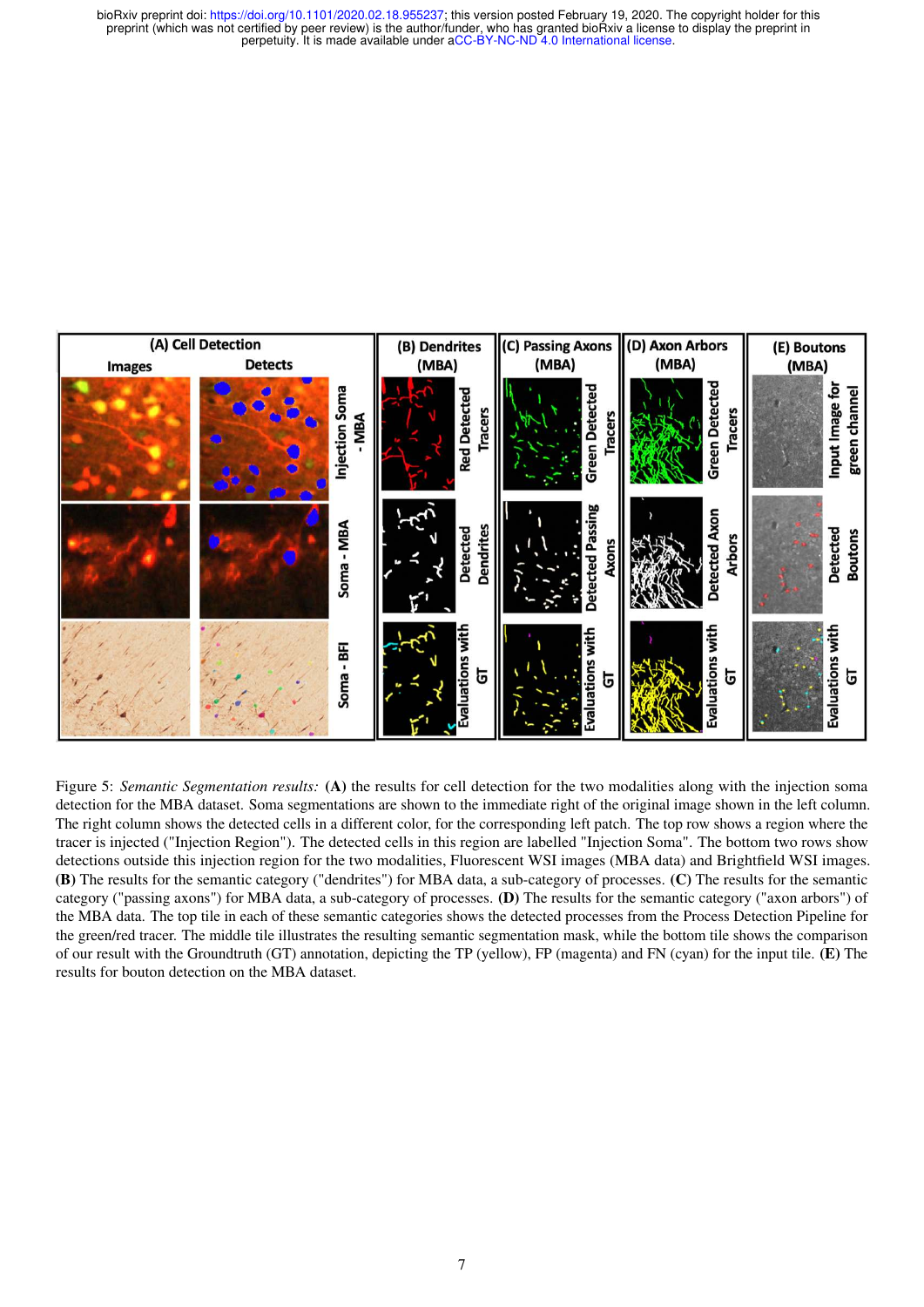Figure 5: *Semantic Segmentation results:* **(A)** the results for cell detection for the two modalities along with the injection soma detection for the MBA dataset. Soma segmentations are shown to the immediate right of the original image shown in the left column. The right column shows the detected cells in a different color, for the corresponding left patch. The top row shows a region where the tracer is injected ("Injection Region"). The detected cells in this region are labelled "Injection Soma". The bottom two rows show detections outside this injection region for the two modalities, Fluorescent WSI images (MBA data) and Brightfield WSI images. **(B)** The results for the semantic category ("dendrites") for MBA data, a sub-category of processes. **(C)** The results for the semantic category ("passing axons") for MBA data, a sub-category of processes. **(D)** The results for the semantic category ("axon arbors") of the MBA data. The top tile in each of these semantic categories shows the detected processes from the Process Detection Pipeline for the green/red tracer. The middle tile illustrates the resulting semantic segmentation mask, while the bottom tile shows the comparison of our result with the Groundtruth (GT) annotation, depicting the TP (yellow), FP (magenta) and FN (cyan) for the input tile. **(E)** The results for bouton detection on the MBA dataset.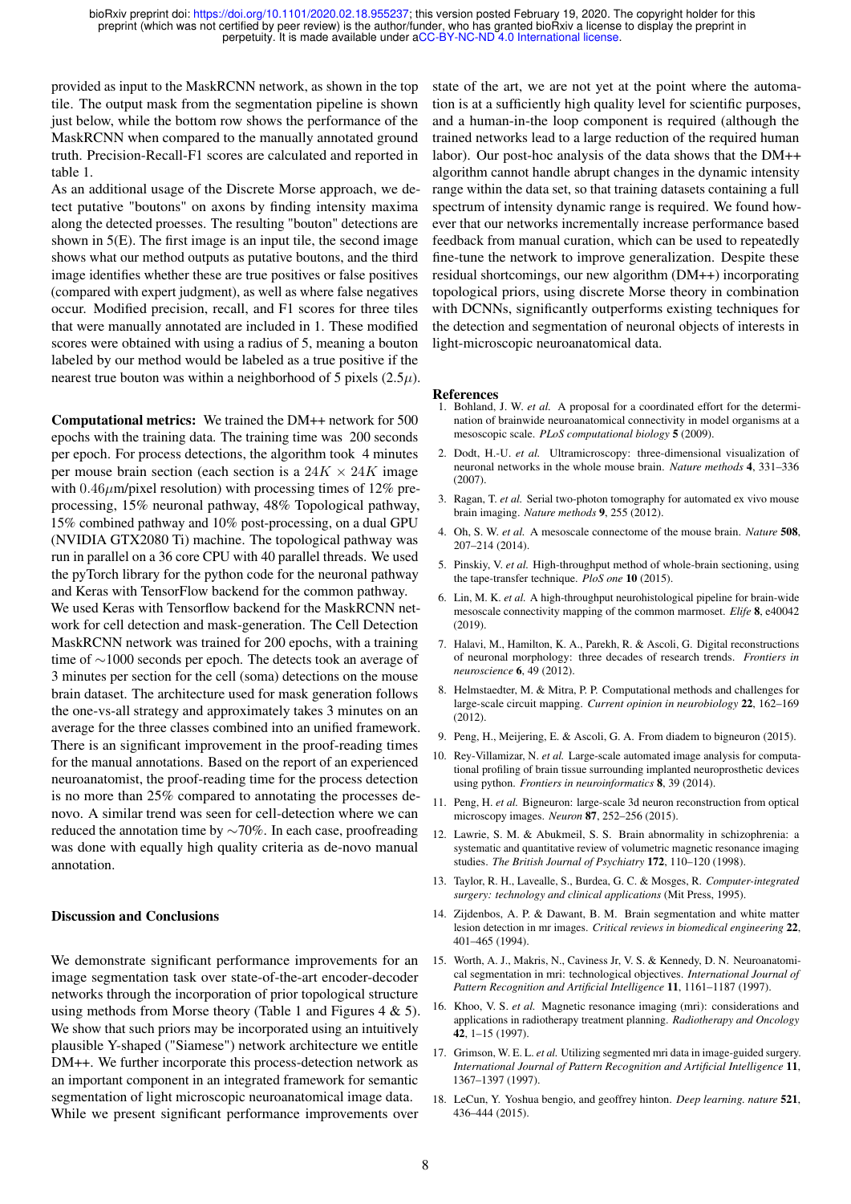provided as input to the MaskRCNN network, as shown in the top tile. The output mask from the segmentation pipeline is shown just below, while the bottom row shows the performance of the MaskRCNN when compared to the manually annotated ground truth. Precision-Recall-F1 scores are calculated and reported in table 1.

As an additional usage of the Discrete Morse approach, we detect putative "boutons" on axons by finding intensity maxima along the detected proesses. The resulting "bouton" detections are shown in 5(E). The first image is an input tile, the second image shows what our method outputs as putative boutons, and the third image identifies whether these are true positives or false positives (compared with expert judgment), as well as where false negatives occur. Modified precision, recall, and F1 scores for three tiles that were manually annotated are included in 1. These modified scores were obtained with using a radius of 5, meaning a bouton labeled by our method would be labeled as a true positive if the nearest true bouton was within a neighborhood of 5 pixels ($2.5\mu$).

**Computational metrics:** We trained the DM++ network for 500 epochs with the training data. The training time was 200 seconds per epoch. For process detections, the algorithm took 4 minutes per mouse brain section (each section is a $24K \times 24K$ image with $0.46\mu$m/pixel resolution) with processing times of 12% preprocessing, 15% neuronal pathway, 48% Topological pathway, 15% combined pathway and 10% post-processing, on a dual GPU (NVIDIA GTX2080 Ti) machine. The topological pathway was run in parallel on a 36 core CPU with 40 parallel threads. We used the pyTorch library for the python code for the neuronal pathway and Keras with TensorFlow backend for the common pathway.

We used Keras with Tensorflow backend for the MaskRCNN network for cell detection and mask-generation. The Cell Detection MaskRCNN network was trained for 200 epochs, with a training time of $\sim$1000 seconds per epoch. The detects took an average of 3 minutes per section for the cell (soma) detections on the mouse brain dataset. The architecture used for mask generation follows the one-vs-all strategy and approximately takes 3 minutes on an average for the three classes combined into an unified framework. There is an significant improvement in the proof-reading times for the manual annotations. Based on the report of an experienced neuroanatomist, the proof-reading time for the process detection is no more than 25% compared to annotating the processes denovo. A similar trend was seen for cell-detection where we can reduced the annotation time by $\sim$70%. In each case, proofreading was done with equally high quality criteria as de-novo manual annotation.

## Discussion and Conclusions

We demonstrate significant performance improvements for an image segmentation task over state-of-the-art encoder-decoder networks through the incorporation of prior topological structure using methods from Morse theory (Table 1 and Figures 4 & 5). We show that such priors may be incorporated using an intuitively plausible Y-shaped ("Siamese") network architecture we entitle DM++. We further incorporate this process-detection network as an important component in an integrated framework for semantic segmentation of light microscopic neuroanatomical image data. While we present significant performance improvements over state of the art, we are not yet at the point where the automation is at a sufficiently high quality level for scientific purposes, and a human-in-the loop component is required (although the trained networks lead to a large reduction of the required human labor). Our post-hoc analysis of the data shows that the DM++ algorithm cannot handle abrupt changes in the dynamic intensity range within the data set, so that training datasets containing a full spectrum of intensity dynamic range is required. We found however that our networks incrementally increase performance based feedback from manual curation, which can be used to repeatedly fine-tune the network to improve generalization. Despite these residual shortcomings, our new algorithm (DM++) incorporating topological priors, using discrete Morse theory in combination with DCNNs, significantly outperforms existing techniques for the detection and segmentation of neuronal objects of interests in light-microscopic neuroanatomical data.

## References

1. Bohland, J. W. *et al.* A proposal for a coordinated effort for the determination of brainwide neuroanatomical connectivity in model organisms at a mesoscopic scale. *PLoS computational biology* **5** (2009).
2. Dodt, H.-U. *et al.* Ultramicroscopy: three-dimensional visualization of neuronal networks in the whole mouse brain. *Nature methods* **4**, 331–336 (2007).
3. Ragan, T. *et al.* Serial two-photon tomography for automated ex vivo mouse brain imaging. *Nature methods* **9**, 255 (2012).
4. Oh, S. W. *et al.* A mesoscale connectome of the mouse brain. *Nature* **508**, 207–214 (2014).
5. Pinskiy, V. *et al.* High-throughput method of whole-brain sectioning, using the tape-transfer technique. *PloS one* **10** (2015).
6. Lin, M. K. *et al.* A high-throughput neurohistological pipeline for brain-wide mesoscale connectivity mapping of the common marmoset. *Elife* **8**, e40042 (2019).
7. Halavi, M., Hamilton, K. A., Parekh, R. & Ascoli, G. Digital reconstructions of neuronal morphology: three decades of research trends. *Frontiers in neuroscience* **6**, 49 (2012).
8. Helmstaedter, M. & Mitra, P. P. Computational methods and challenges for large-scale circuit mapping. *Current opinion in neurobiology* **22**, 162–169 (2012).
9. Peng, H., Meijering, E. & Ascoli, G. A. From diadem to bigneuron (2015).
10. Rey-Villamizar, N. *et al.* Large-scale automated image analysis for computational profiling of brain tissue surrounding implanted neuroprosthetic devices using python. *Frontiers in neuroinformatics* **8**, 39 (2014).
11. Peng, H. *et al.* Bigneuron: large-scale 3d neuron reconstruction from optical microscopy images. *Neuron* **87**, 252–256 (2015).
12. Lawrie, S. M. & Abukmeil, S. S. Brain abnormality in schizophrenia: a systematic and quantitative review of volumetric magnetic resonance imaging studies. *The British Journal of Psychiatry* **172**, 110–120 (1998).
13. Taylor, R. H., Lavealle, S., Burdea, G. C. & Mosges, R. *Computer-integrated surgery: technology and clinical applications* (Mit Press, 1995).
14. Zijdenbos, A. P. & Dawant, B. M. Brain segmentation and white matter lesion detection in mr images. *Critical reviews in biomedical engineering* **22**, 401–465 (1994).
15. Worth, A. J., Makris, N., Caviness Jr, V. S. & Kennedy, D. N. Neuroanatomical segmentation in mri: technological objectives. *International Journal of Pattern Recognition and Artificial Intelligence* **11**, 1161–1187 (1997).
16. Khoo, V. S. *et al.* Magnetic resonance imaging (mri): considerations and applications in radiotherapy treatment planning. *Radiotherapy and Oncology* **42**, 1–15 (1997).
17. Grimson, W. E. L. *et al.* Utilizing segmented mri data in image-guided surgery. *International Journal of Pattern Recognition and Artificial Intelligence* **11**, 1367–1397 (1997).
18. LeCun, Y. Yoshua bengio, and geoffrey hinton. *Deep learning. nature* **521**, 436–444 (2015).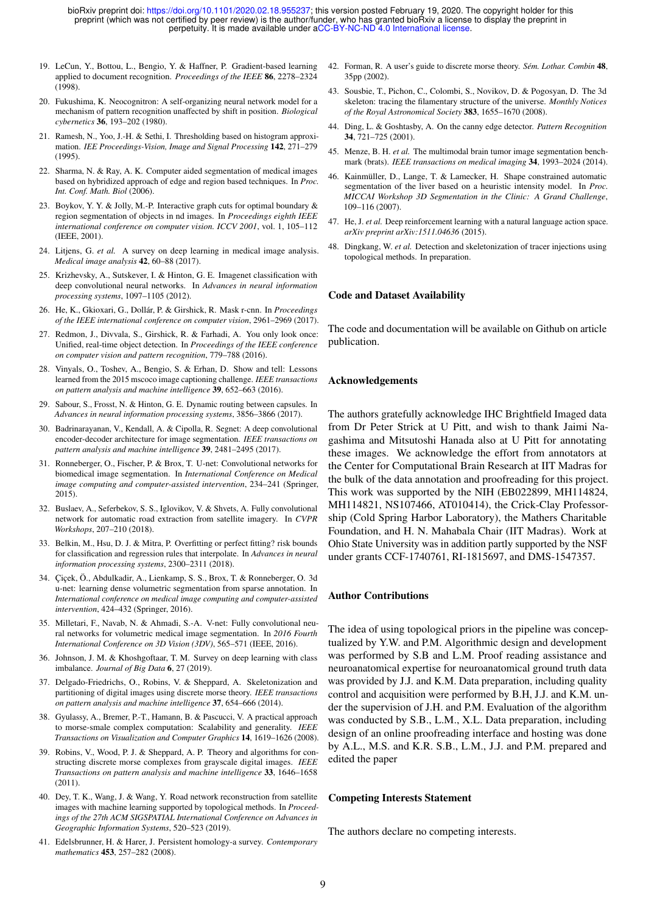19. LeCun, Y., Bottou, L., Bengio, Y. & Haffner, P. Gradient-based learning applied to document recognition. *Proceedings of the IEEE* **86**, 2278–2324 (1998).
20. Fukushima, K. Neocognitron: A self-organizing neural network model for a mechanism of pattern recognition unaffected by shift in position. *Biological cybernetics* **36**, 193–202 (1980).
21. Ramesh, N., Yoo, J.-H. & Sethi, I. Thresholding based on histogram approximation. *IEE Proceedings-Vision, Image and Signal Processing* **142**, 271–279 (1995).
22. Sharma, N. & Ray, A. K. Computer aided segmentation of medical images based on hybridized approach of edge and region based techniques. In *Proc. Int. Conf. Math. Biol* (2006).
23. Boykov, Y. Y. & Jolly, M.-P. Interactive graph cuts for optimal boundary & region segmentation of objects in nd images. In *Proceedings eighth IEEE international conference on computer vision. ICCV 2001*, vol. 1, 105–112 (IEEE, 2001).
24. Litjens, G. *et al.* A survey on deep learning in medical image analysis. *Medical image analysis* **42**, 60–88 (2017).
25. Krizhevsky, A., Sutskever, I. & Hinton, G. E. Imagenet classification with deep convolutional neural networks. In *Advances in neural information processing systems*, 1097–1105 (2012).
26. He, K., Gkioxari, G., Dollár, P. & Girshick, R. Mask r-cnn. In *Proceedings of the IEEE international conference on computer vision*, 2961–2969 (2017).
27. Redmon, J., Divvala, S., Girshick, R. & Farhadi, A. You only look once: Unified, real-time object detection. In *Proceedings of the IEEE conference on computer vision and pattern recognition*, 779–788 (2016).
28. Vinyals, O., Toshev, A., Bengio, S. & Erhan, D. Show and tell: Lessons learned from the 2015 mscoco image captioning challenge. *IEEE transactions on pattern analysis and machine intelligence* **39**, 652–663 (2016).
29. Sabour, S., Frosst, N. & Hinton, G. E. Dynamic routing between capsules. In *Advances in neural information processing systems*, 3856–3866 (2017).
30. Badrinarayanan, V., Kendall, A. & Cipolla, R. Segnet: A deep convolutional encoder-decoder architecture for image segmentation. *IEEE transactions on pattern analysis and machine intelligence* **39**, 2481–2495 (2017).
31. Ronneberger, O., Fischer, P. & Brox, T. U-net: Convolutional networks for biomedical image segmentation. In *International Conference on Medical image computing and computer-assisted intervention*, 234–241 (Springer, 2015).
32. Buslaev, A., Seferbekov, S. S., Iglovikov, V. & Shvets, A. Fully convolutional network for automatic road extraction from satellite imagery. In *CVPR Workshops*, 207–210 (2018).
33. Belkin, M., Hsu, D. J. & Mitra, P. Overfitting or perfect fitting? risk bounds for classification and regression rules that interpolate. In *Advances in neural information processing systems*, 2300–2311 (2018).
34. Çiçek, Ö., Abdulkadir, A., Lienkamp, S. S., Brox, T. & Ronneberger, O. 3d u-net: learning dense volumetric segmentation from sparse annotation. In *International conference on medical image computing and computer-assisted intervention*, 424–432 (Springer, 2016).
35. Milletari, F., Navab, N. & Ahmadi, S.-A. V-net: Fully convolutional neural networks for volumetric medical image segmentation. In *2016 Fourth International Conference on 3D Vision (3DV)*, 565–571 (IEEE, 2016).
36. Johnson, J. M. & Khoshgoftaar, T. M. Survey on deep learning with class imbalance. *Journal of Big Data* **6**, 27 (2019).
37. Delgado-Friedrichs, O., Robins, V. & Sheppard, A. Skeletonization and partitioning of digital images using discrete morse theory. *IEEE transactions on pattern analysis and machine intelligence* **37**, 654–666 (2014).
38. Gyulassy, A., Bremer, P.-T., Hamann, B. & Pascucci, V. A practical approach to morse-smale complex computation: Scalability and generality. *IEEE Transactions on Visualization and Computer Graphics* **14**, 1619–1626 (2008).
39. Robins, V., Wood, P. J. & Sheppard, A. P. Theory and algorithms for constructing discrete morse complexes from grayscale digital images. *IEEE Transactions on pattern analysis and machine intelligence* **33**, 1646–1658 (2011).
40. Dey, T. K., Wang, J. & Wang, Y. Road network reconstruction from satellite images with machine learning supported by topological methods. In *Proceedings of the 27th ACM SIGSPATIAL International Conference on Advances in Geographic Information Systems*, 520–523 (2019).
41. Edelsbrunner, H. & Harer, J. Persistent homology-a survey. *Contemporary mathematics* **453**, 257–282 (2008).
42. Forman, R. A user's guide to discrete morse theory. *Sém. Lothar. Combin* **48**, 35pp (2002).
43. Sousbie, T., Pichon, C., Colombi, S., Novikov, D. & Pogosyan, D. The 3d skeleton: tracing the filamentary structure of the universe. *Monthly Notices of the Royal Astronomical Society* **383**, 1655–1670 (2008).
44. Ding, L. & Goshtasby, A. On the canny edge detector. *Pattern Recognition* **34**, 721–725 (2001).
45. Menze, B. H. *et al.* The multimodal brain tumor image segmentation benchmark (brats). *IEEE transactions on medical imaging* **34**, 1993–2024 (2014).
46. Kainmüller, D., Lange, T. & Lamecker, H. Shape constrained automatic segmentation of the liver based on a heuristic intensity model. In *Proc. MICCAI Workshop 3D Segmentation in the Clinic: A Grand Challenge*, 109–116 (2007).
47. He, J. *et al.* Deep reinforcement learning with a natural language action space. *arXiv preprint arXiv:1511.04636* (2015).
48. Dingkang, W. *et al.* Detection and skeletonization of tracer injections using topological methods. In preparation.

## Code and Dataset Availability

The code and documentation will be available on Github on article publication.

## Acknowledgements

The authors gratefully acknowledge IHC Brightfield Imaged data from Dr Peter Strick at U Pitt, and wish to thank Jaimi Nagashima and Mitsutoshi Hanada also at U Pitt for annotating these images. We acknowledge the effort from annotators at the Center for Computational Brain Research at IIT Madras for the bulk of the data annotation and proofreading for this project. This work was supported by the NIH (EB022899, MH114824, MH114821, NS107466, AT010414), the Crick-Clay Professorship (Cold Spring Harbor Laboratory), the Mathers Charitable Foundation, and H. N. Mahabala Chair (IIT Madras). Work at Ohio State University was in addition partly supported by the NSF under grants CCF-1740761, RI-1815697, and DMS-1547357.

## Author Contributions

The idea of using topological priors in the pipeline was conceptualized by Y.W. and P.M. Algorithmic design and development was performed by S.B and L.M. Proof reading assistance and neuroanatomical expertise for neuroanatomical ground truth data was provided by J.J. and K.M. Data preparation, including quality control and acquisition were performed by B.H, J.J. and K.M. under the supervision of J.H. and P.M. Evaluation of the algorithm was conducted by S.B., L.M., X.L. Data preparation, including design of an online proofreading interface and hosting was done by A.L., M.S. and K.R. S.B., L.M., J.J. and P.M. prepared and edited the paper

## Competing Interests Statement

The authors declare no competing interests.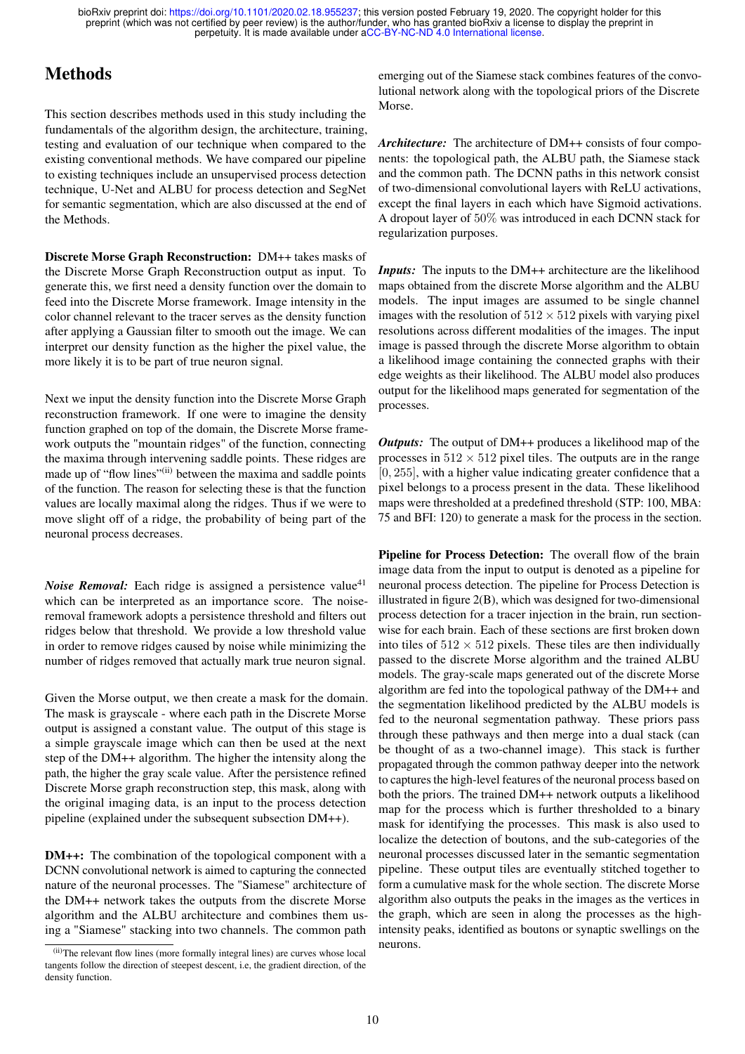## Methods

This section describes methods used in this study including the fundamentals of the algorithm design, the architecture, training, testing and evaluation of our technique when compared to the existing conventional methods. We have compared our pipeline to existing techniques include an unsupervised process detection technique, U-Net and ALBU for process detection and SegNet for semantic segmentation, which are also discussed at the end of the Methods.

**Discrete Morse Graph Reconstruction:** DM++ takes masks of the Discrete Morse Graph Reconstruction output as input. To generate this, we first need a density function over the domain to feed into the Discrete Morse framework. Image intensity in the color channel relevant to the tracer serves as the density function after applying a Gaussian filter to smooth out the image. We can interpret our density function as the higher the pixel value, the more likely it is to be part of true neuron signal.

Next we input the density function into the Discrete Morse Graph reconstruction framework. If one were to imagine the density function graphed on top of the domain, the Discrete Morse framework outputs the "mountain ridges" of the function, connecting the maxima through intervening saddle points. These ridges are made up of "flow lines"[(ii)] between the maxima and saddle points of the function. The reason for selecting these is that the function values are locally maximal along the ridges. Thus if we were to move slight off of a ridge, the probability of being part of the neuronal process decreases.

***Noise Removal:*** Each ridge is assigned a persistence value[41] which can be interpreted as an importance score. The noise-removal framework adopts a persistence threshold and filters out ridges below that threshold. We provide a low threshold value in order to remove ridges caused by noise while minimizing the number of ridges removed that actually mark true neuron signal.

Given the Morse output, we then create a mask for the domain. The mask is grayscale - where each path in the Discrete Morse output is assigned a constant value. The output of this stage is a simple grayscale image which can then be used at the next step of the DM++ algorithm. The higher the intensity along the path, the higher the gray scale value. After the persistence refined Discrete Morse graph reconstruction step, this mask, along with the original imaging data, is an input to the process detection pipeline (explained under the subsequent subsection DM++).

**DM++:** The combination of the topological component with a DCNN convolutional network is aimed to capturing the connected nature of the neuronal processes. The "Siamese" architecture of the DM++ network takes the outputs from the discrete Morse algorithm and the ALBU architecture and combines them using a "Siamese" stacking into two channels. The common path emerging out of the Siamese stack combines features of the convolutional network along with the topological priors of the Discrete Morse.

***Architecture:*** The architecture of DM++ consists of four components: the topological path, the ALBU path, the Siamese stack and the common path. The DCNN paths in this network consist of two-dimensional convolutional layers with ReLU activations, except the final layers in each which have Sigmoid activations. A dropout layer of $50\%$ was introduced in each DCNN stack for regularization purposes.

***Inputs:*** The inputs to the DM++ architecture are the likelihood maps obtained from the discrete Morse algorithm and the ALBU models. The input images are assumed to be single channel images with the resolution of $512 \times 512$ pixels with varying pixel resolutions across different modalities of the images. The input image is passed through the discrete Morse algorithm to obtain a likelihood image containing the connected graphs with their edge weights as their likelihood. The ALBU model also produces output for the likelihood maps generated for segmentation of the processes.

***Outputs:*** The output of DM++ produces a likelihood map of the processes in $512 \times 512$ pixel tiles. The outputs are in the range $[0, 255]$, with a higher value indicating greater confidence that a pixel belongs to a process present in the data. These likelihood maps were thresholded at a predefined threshold (STP: 100, MBA: 75 and BFI: 120) to generate a mask for the process in the section.

**Pipeline for Process Detection:** The overall flow of the brain image data from the input to output is denoted as a pipeline for neuronal process detection. The pipeline for Process Detection is illustrated in figure 2(B), which was designed for two-dimensional process detection for a tracer injection in the brain, run section-wise for each brain. Each of these sections are first broken down into tiles of $512 \times 512$ pixels. These tiles are then individually passed to the discrete Morse algorithm and the trained ALBU models. The gray-scale maps generated out of the discrete Morse algorithm are fed into the topological pathway of the DM++ and the segmentation likelihood predicted by the ALBU models is fed to the neuronal segmentation pathway. These priors pass through these pathways and then merge into a dual stack (can be thought of as a two-channel image). This stack is further propagated through the common pathway deeper into the network to captures the high-level features of the neuronal process based on both the priors. The trained DM++ network outputs a likelihood map for the process which is further thresholded to a binary mask for identifying the processes. This mask is also used to localize the detection of boutons, and the sub-categories of the neuronal processes discussed later in the semantic segmentation pipeline. These output tiles are eventually stitched together to form a cumulative mask for the whole section. The discrete Morse algorithm also outputs the peaks in the images as the vertices in the graph, which are seen in along the processes as the high-intensity peaks, identified as boutons or synaptic swellings on the neurons.

---

[(ii)] The relevant flow lines (more formally integral lines) are curves whose local tangents follow the direction of steepest descent, i.e, the gradient direction, of the density function.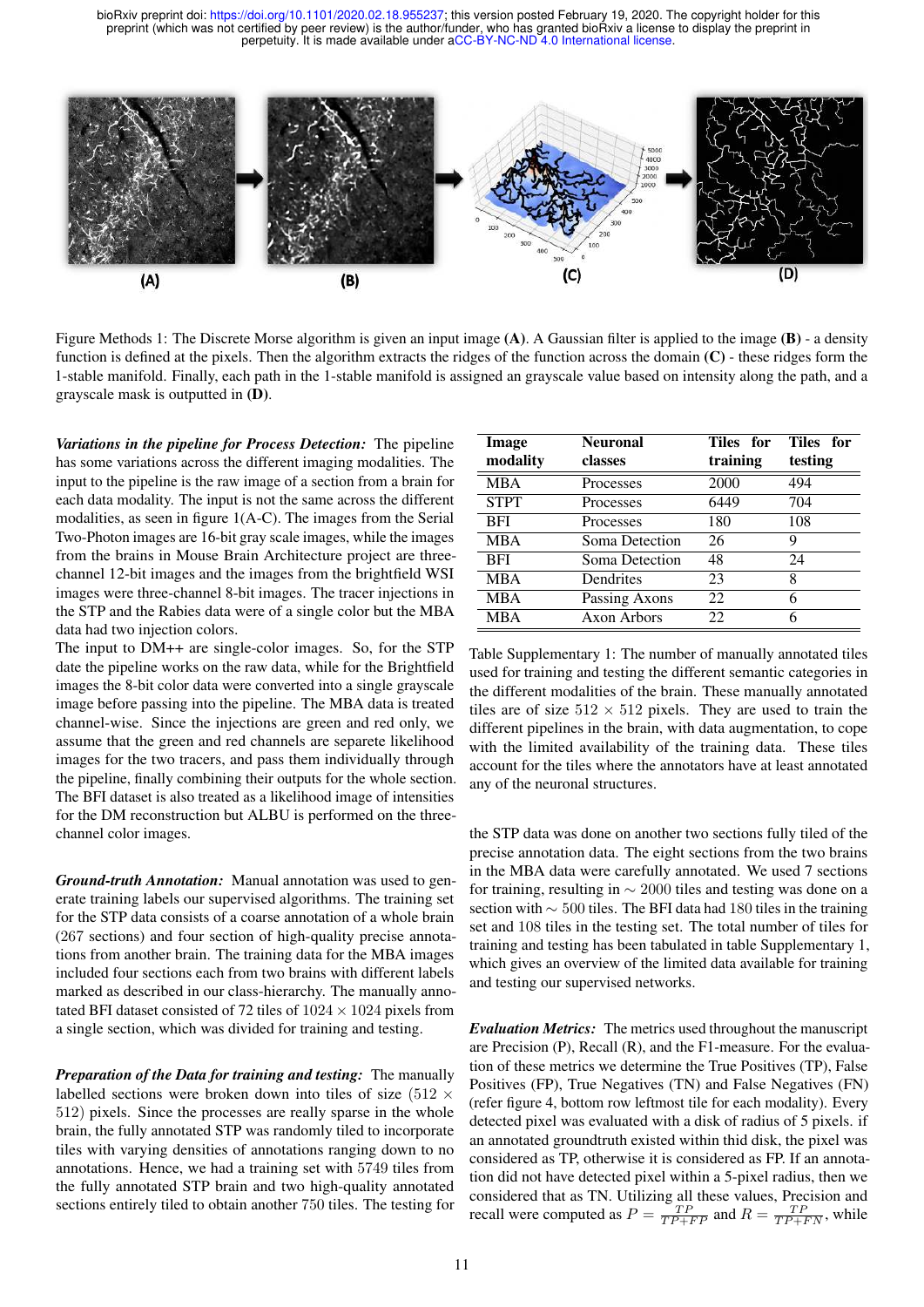Figure Methods 1: The Discrete Morse algorithm is given an input image **(A)**. A Gaussian filter is applied to the image **(B)** - a density function is defined at the pixels. Then the algorithm extracts the ridges of the function across the domain **(C)** - these ridges form the 1-stable manifold. Finally, each path in the 1-stable manifold is assigned an grayscale value based on intensity along the path, and a grayscale mask is outputted in **(D)**.

***Variations in the pipeline for Process Detection:*** The pipeline has some variations across the different imaging modalities. The input to the pipeline is the raw image of a section from a brain for each data modality. The input is not the same across the different modalities, as seen in figure 1(A-C). The images from the Serial Two-Photon images are 16-bit gray scale images, while the images from the brains in Mouse Brain Architecture project are three-channel 12-bit images and the images from the brightfield WSI images were three-channel 8-bit images. The tracer injections in the STP and the Rabies data were of a single color but the MBA data had two injection colors.

The input to DM++ are single-color images. So, for the STP date the pipeline works on the raw data, while for the Brightfield images the 8-bit color data were converted into a single grayscale image before passing into the pipeline. The MBA data is treated channel-wise. Since the injections are green and red only, we assume that the green and red channels are separete likelihood images for the two tracers, and pass them individually through the pipeline, finally combining their outputs for the whole section. The BFI dataset is also treated as a likelihood image of intensities for the DM reconstruction but ALBU is performed on the three-channel color images.

***Ground-truth Annotation:*** Manual annotation was used to generate training labels our supervised algorithms. The training set for the STP data consists of a coarse annotation of a whole brain (267 sections) and four section of high-quality precise annotations from another brain. The training data for the MBA images included four sections each from two brains with different labels marked as described in our class-hierarchy. The manually annotated BFI dataset consisted of 72 tiles of $1024 \times 1024$ pixels from a single section, which was divided for training and testing.

***Preparation of the Data for training and testing:*** The manually labelled sections were broken down into tiles of size $(512 \times 512)$ pixels. Since the processes are really sparse in the whole brain, the fully annotated STP was randomly tiled to incorporate tiles with varying densities of annotations ranging down to no annotations. Hence, we had a training set with 5749 tiles from the fully annotated STP brain and two high-quality annotated sections entirely tiled to obtain another 750 tiles. The testing for the STP data was done on another two sections fully tiled of the precise annotation data. The eight sections from the two brains in the MBA data were carefully annotated. We used 7 sections for training, resulting in $\sim 2000$ tiles and testing was done on a section with $\sim 500$ tiles. The BFI data had 180 tiles in the training set and 108 tiles in the testing set. The total number of tiles for training and testing has been tabulated in table Supplementary 1, which gives an overview of the limited data available for training and testing our supervised networks.

| Image modality | Neuronal classes | Tiles for training | Tiles for testing |
|---|---|---|---|
| MBA | Processes | 2000 | 494 |
| STPT | Processes | 6449 | 704 |
| BFI | Processes | 180 | 108 |
| MBA | Soma Detection | 26 | 9 |
| BFI | Soma Detection | 48 | 24 |
| MBA | Dendrites | 23 | 8 |
| MBA | Passing Axons | 22 | 6 |
| MBA | Axon Arbors | 22 | 6 |

Table Supplementary 1: The number of manually annotated tiles used for training and testing the different semantic categories in the different modalities of the brain. These manually annotated tiles are of size $512 \times 512$ pixels. They are used to train the different pipelines in the brain, with data augmentation, to cope with the limited availability of the training data. These tiles account for the tiles where the annotators have at least annotated any of the neuronal structures.

***Evaluation Metrics:*** The metrics used throughout the manuscript are Precision (P), Recall (R), and the F1-measure. For the evaluation of these metrics we determine the True Positives (TP), False Positives (FP), True Negatives (TN) and False Negatives (FN) (refer figure 4, bottom row leftmost tile for each modality). Every detected pixel was evaluated with a disk of radius of 5 pixels. if an annotated groundtruth existed within thid disk, the pixel was considered as TP, otherwise it is considered as FP. If an annotation did not have detected pixel within a 5-pixel radius, then we considered that as TN. Utilizing all these values, Precision and recall were computed as $P = \frac{TP}{TP+FP}$ and $R = \frac{TP}{TP+FN}$, while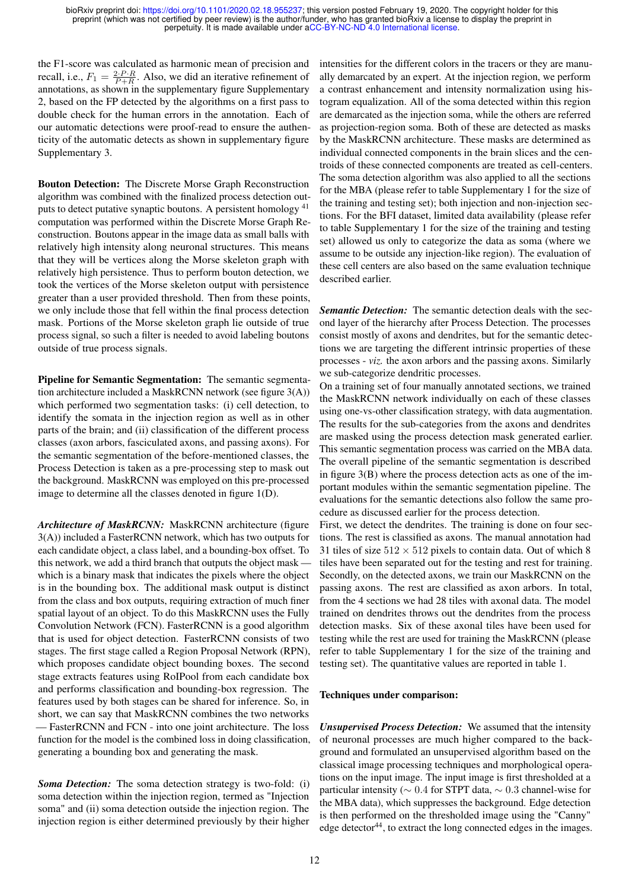the F1-score was calculated as harmonic mean of precision and recall, i.e., $F_1 = \frac{2 \cdot P \cdot R}{P+R}$. Also, we did an iterative refinement of annotations, as shown in the supplementary figure Supplementary 2, based on the FP detected by the algorithms on a first pass to double check for the human errors in the annotation. Each of our automatic detections were proof-read to ensure the authenticity of the automatic detects as shown in supplementary figure Supplementary 3.

**Bouton Detection:** The Discrete Morse Graph Reconstruction algorithm was combined with the finalized process detection outputs to detect putative synaptic boutons. A persistent homology [41] computation was performed within the Discrete Morse Graph Reconstruction. Boutons appear in the image data as small balls with relatively high intensity along neuronal structures. This means that they will be vertices along the Morse skeleton graph with relatively high persistence. Thus to perform bouton detection, we took the vertices of the Morse skeleton output with persistence greater than a user provided threshold. Then from these points, we only include those that fell within the final process detection mask. Portions of the Morse skeleton graph lie outside of true process signal, so such a filter is needed to avoid labeling boutons outside of true process signals.

**Pipeline for Semantic Segmentation:** The semantic segmentation architecture included a MaskRCNN network (see figure 3(A)) which performed two segmentation tasks: (i) cell detection, to identify the somata in the injection region as well as in other parts of the brain; and (ii) classification of the different process classes (axon arbors, fasciculated axons, and passing axons). For the semantic segmentation of the before-mentioned classes, the Process Detection is taken as a pre-processing step to mask out the background. MaskRCNN was employed on this pre-processed image to determine all the classes denoted in figure 1(D).

***Architecture of MaskRCNN:*** MaskRCNN architecture (figure 3(A)) included a FasterRCNN network, which has two outputs for each candidate object, a class label, and a bounding-box offset. To this network, we add a third branch that outputs the object mask — which is a binary mask that indicates the pixels where the object is in the bounding box. The additional mask output is distinct from the class and box outputs, requiring extraction of much finer spatial layout of an object. To do this MaskRCNN uses the Fully Convolution Network (FCN). FasterRCNN is a good algorithm that is used for object detection. FasterRCNN consists of two stages. The first stage called a Region Proposal Network (RPN), which proposes candidate object bounding boxes. The second stage extracts features using RoIPool from each candidate box and performs classification and bounding-box regression. The features used by both stages can be shared for inference. So, in short, we can say that MaskRCNN combines the two networks — FasterRCNN and FCN - into one joint architecture. The loss function for the model is the combined loss in doing classification, generating a bounding box and generating the mask.

***Soma Detection:*** The soma detection strategy is two-fold: (i) soma detection within the injection region, termed as "Injection soma" and (ii) soma detection outside the injection region. The injection region is either determined previously by their higher intensities for the different colors in the tracers or they are manually demarcated by an expert. At the injection region, we perform a contrast enhancement and intensity normalization using histogram equalization. All of the soma detected within this region are demarcated as the injection soma, while the others are referred as projection-region soma. Both of these are detected as masks by the MaskRCNN architecture. These masks are determined as individual connected components in the brain slices and the centroids of these connected components are treated as cell-centers. The soma detection algorithm was also applied to all the sections for the MBA (please refer to table Supplementary 1 for the size of the training and testing set); both injection and non-injection sections. For the BFI dataset, limited data availability (please refer to table Supplementary 1 for the size of the training and testing set) allowed us only to categorize the data as soma (where we assume to be outside any injection-like region). The evaluation of these cell centers are also based on the same evaluation technique described earlier.

***Semantic Detection:*** The semantic detection deals with the second layer of the hierarchy after Process Detection. The processes consist mostly of axons and dendrites, but for the semantic detections we are targeting the different intrinsic properties of these processes - *viz.* the axon arbors and the passing axons. Similarly we sub-categorize dendritic processes.

On a training set of four manually annotated sections, we trained the MaskRCNN network individually on each of these classes using one-vs-other classification strategy, with data augmentation. The results for the sub-categories from the axons and dendrites are masked using the process detection mask generated earlier. This semantic segmentation process was carried on the MBA data. The overall pipeline of the semantic segmentation is described in figure 3(B) where the process detection acts as one of the important modules within the semantic segmentation pipeline. The evaluations for the semantic detections also follow the same procedure as discussed earlier for the process detection.

First, we detect the dendrites. The training is done on four sections. The rest is classified as axons. The manual annotation had 31 tiles of size $512 \times 512$ pixels to contain data. Out of which 8 tiles have been separated out for the testing and rest for training. Secondly, on the detected axons, we train our MaskRCNN on the passing axons. The rest are classified as axon arbors. In total, from the 4 sections we had 28 tiles with axonal data. The model trained on dendrites throws out the dendrites from the process detection masks. Six of these axonal tiles have been used for testing while the rest are used for training the MaskRCNN (please refer to table Supplementary 1 for the size of the training and testing set). The quantitative values are reported in table 1.

**Techniques under comparison:**

***Unsupervised Process Detection:*** We assumed that the intensity of neuronal processes are much higher compared to the background and formulated an unsupervised algorithm based on the classical image processing techniques and morphological operations on the input image. The input image is first thresholded at a particular intensity ($\sim 0.4$ for STPT data, $\sim 0.3$ channel-wise for the MBA data), which suppresses the background. Edge detection is then performed on the thresholded image using the "Canny" edge detector[44], to extract the long connected edges in the images.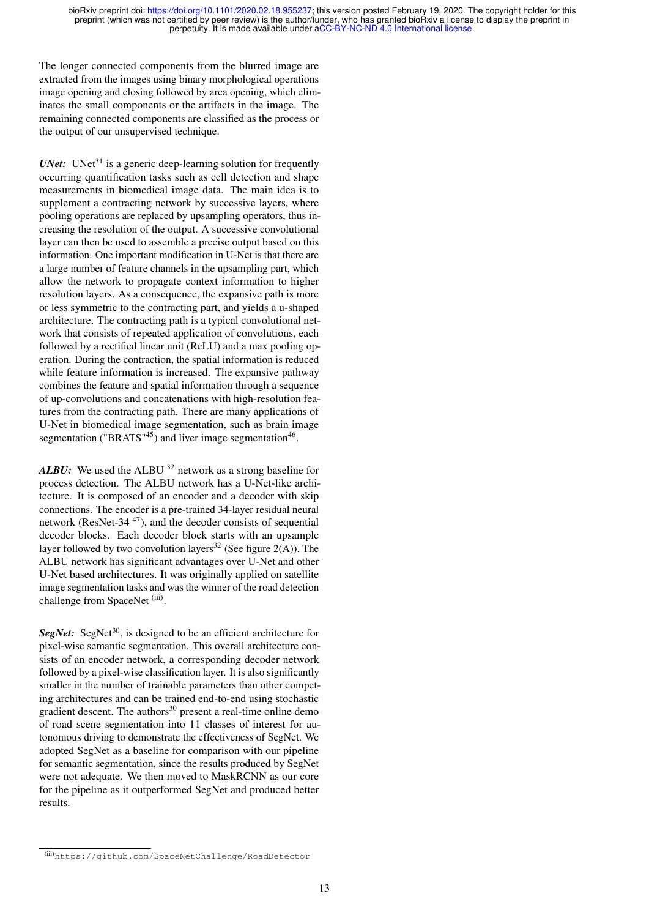The longer connected components from the blurred image are extracted from the images using binary morphological operations image opening and closing followed by area opening, which eliminates the small components or the artifacts in the image. The remaining connected components are classified as the process or the output of our unsupervised technique.

***UNet:*** UNet[31] is a generic deep-learning solution for frequently occurring quantification tasks such as cell detection and shape measurements in biomedical image data. The main idea is to supplement a contracting network by successive layers, where pooling operations are replaced by upsampling operators, thus increasing the resolution of the output. A successive convolutional layer can then be used to assemble a precise output based on this information. One important modification in U-Net is that there are a large number of feature channels in the upsampling part, which allow the network to propagate context information to higher resolution layers. As a consequence, the expansive path is more or less symmetric to the contracting part, and yields a u-shaped architecture. The contracting path is a typical convolutional network that consists of repeated application of convolutions, each followed by a rectified linear unit (ReLU) and a max pooling operation. During the contraction, the spatial information is reduced while feature information is increased. The expansive pathway combines the feature and spatial information through a sequence of up-convolutions and concatenations with high-resolution features from the contracting path. There are many applications of U-Net in biomedical image segmentation, such as brain image segmentation ("BRATS"[45]) and liver image segmentation[46].

***ALBU:*** We used the ALBU [32] network as a strong baseline for process detection. The ALBU network has a U-Net-like architecture. It is composed of an encoder and a decoder with skip connections. The encoder is a pre-trained 34-layer residual neural network (ResNet-34 [47]), and the decoder consists of sequential decoder blocks. Each decoder block starts with an upsample layer followed by two convolution layers[32] (See figure 2(A)). The ALBU network has significant advantages over U-Net and other U-Net based architectures. It was originally applied on satellite image segmentation tasks and was the winner of the road detection challenge from SpaceNet [(iii)].

***SegNet:*** SegNet[30], is designed to be an efficient architecture for pixel-wise semantic segmentation. This overall architecture consists of an encoder network, a corresponding decoder network followed by a pixel-wise classification layer. It is also significantly smaller in the number of trainable parameters than other competing architectures and can be trained end-to-end using stochastic gradient descent. The authors[30] present a real-time online demo of road scene segmentation into 11 classes of interest for autonomous driving to demonstrate the effectiveness of SegNet. We adopted SegNet as a baseline for comparison with our pipeline for semantic segmentation, since the results produced by SegNet were not adequate. We then moved to MaskRCNN as our core for the pipeline as it outperformed SegNet and produced better results.

---

[(iii)] https://github.com/SpaceNetChallenge/RoadDetector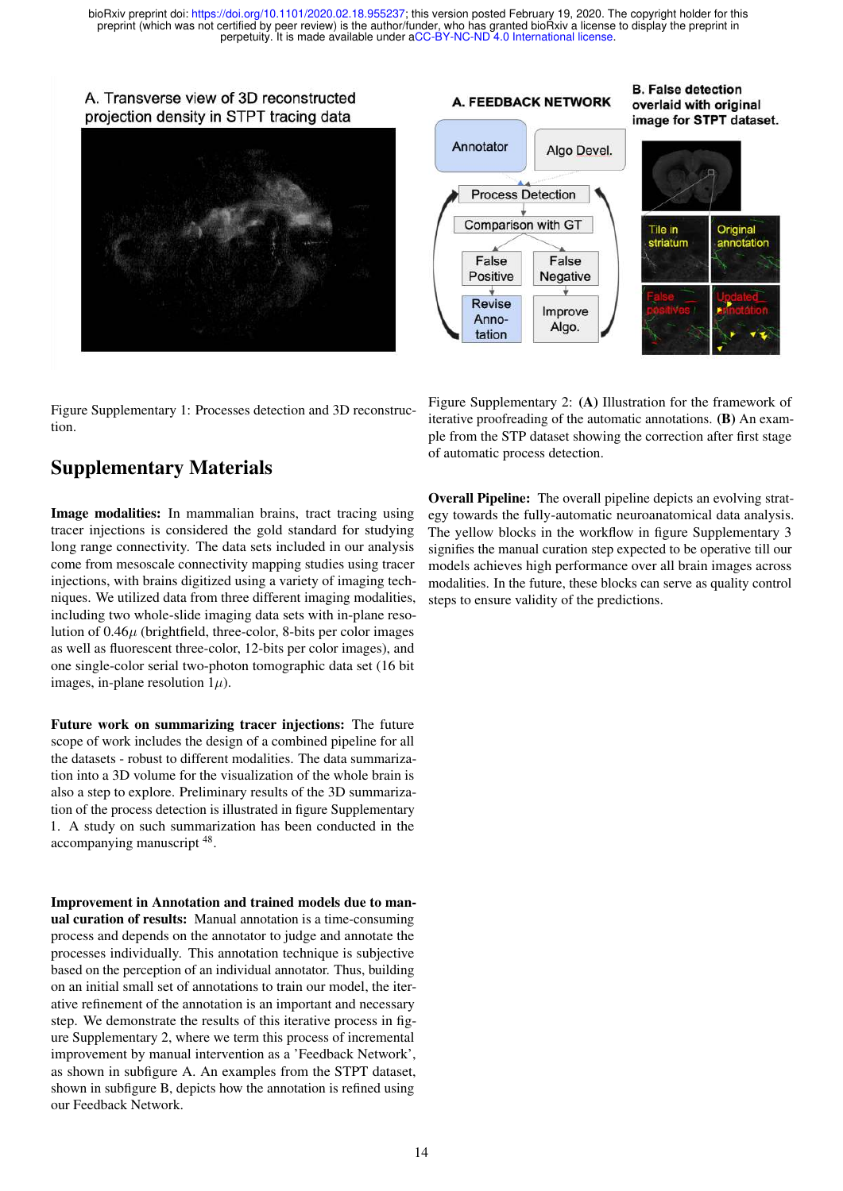Figure Supplementary 1: Processes detection and 3D reconstruction.

Figure Supplementary 2: **(A)** Illustration for the framework of iterative proofreading of the automatic annotations. **(B)** An example from the STP dataset showing the correction after first stage of automatic process detection.

## Supplementary Materials

**Image modalities:** In mammalian brains, tract tracing using tracer injections is considered the gold standard for studying long range connectivity. The data sets included in our analysis come from mesoscale connectivity mapping studies using tracer injections, with brains digitized using a variety of imaging techniques. We utilized data from three different imaging modalities, including two whole-slide imaging data sets with in-plane resolution of 0.46$\mu$ (brightfield, three-color, 8-bits per color images as well as fluorescent three-color, 12-bits per color images), and one single-color serial two-photon tomographic data set (16 bit images, in-plane resolution 1$\mu$).

**Future work on summarizing tracer injections:** The future scope of work includes the design of a combined pipeline for all the datasets - robust to different modalities. The data summarization into a 3D volume for the visualization of the whole brain is also a step to explore. Preliminary results of the 3D summarization of the process detection is illustrated in figure Supplementary 1. A study on such summarization has been conducted in the accompanying manuscript [48].

**Improvement in Annotation and trained models due to manual curation of results:** Manual annotation is a time-consuming process and depends on the annotator to judge and annotate the processes individually. This annotation technique is subjective based on the perception of an individual annotator. Thus, building on an initial small set of annotations to train our model, the iterative refinement of the annotation is an important and necessary step. We demonstrate the results of this iterative process in figure Supplementary 2, where we term this process of incremental improvement by manual intervention as a 'Feedback Network', as shown in subfigure A. An examples from the STPT dataset, shown in subfigure B, depicts how the annotation is refined using our Feedback Network.

**Overall Pipeline:** The overall pipeline depicts an evolving strategy towards the fully-automatic neuroanatomical data analysis. The yellow blocks in the workflow in figure Supplementary 3 signifies the manual curation step expected to be operative till our models achieves high performance over all brain images across modalities. In the future, these blocks can serve as quality control steps to ensure validity of the predictions.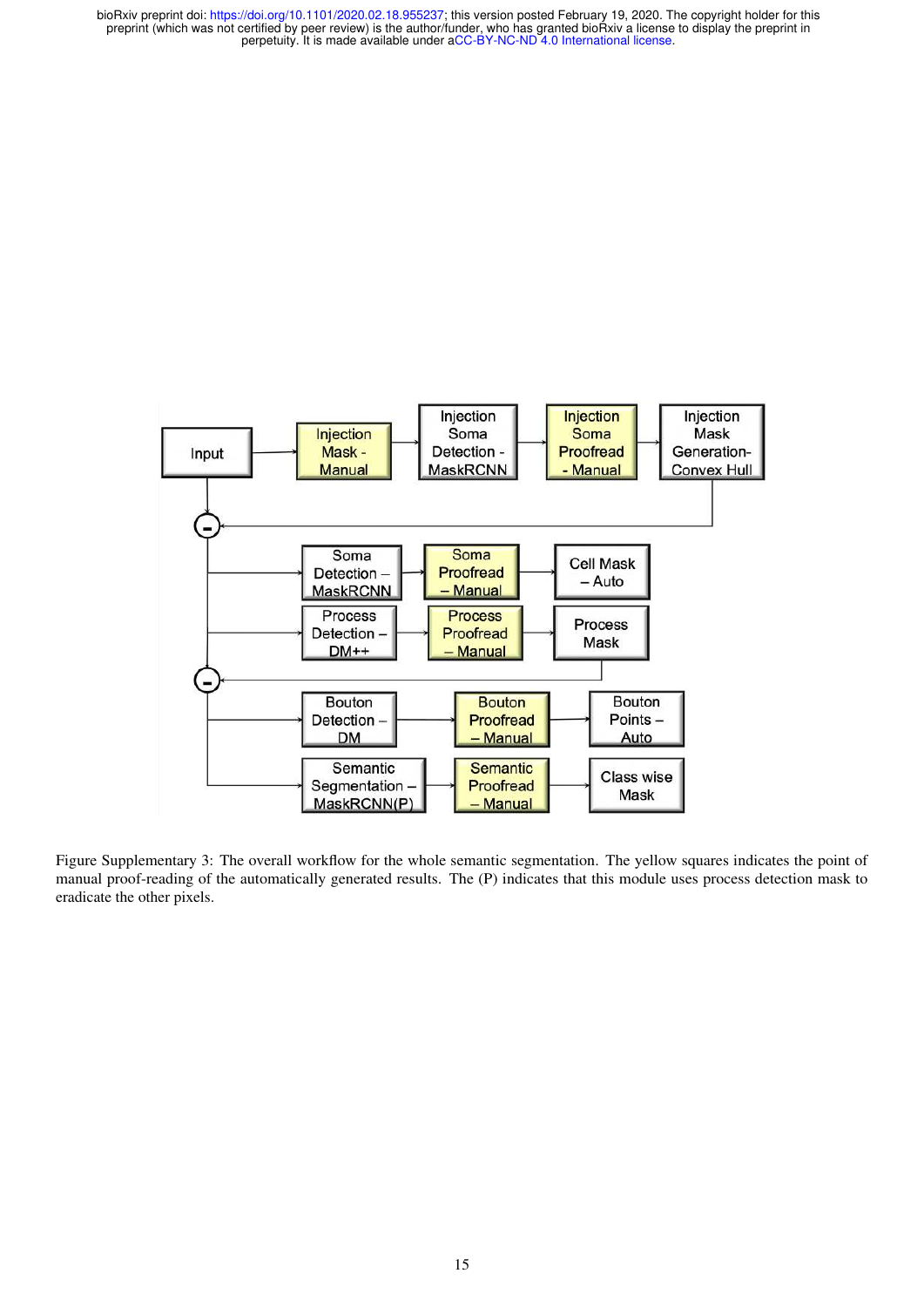Input

Injection Mask - Manual

Injection Soma Detection - MaskRCNN

Injection Soma Proofread - Manual

Injection Mask Generation- Convex Hull

-

Soma Detection – MaskRCNN

Soma Proofread – Manual

Cell Mask – Auto

Process Detection – DM++

Process Proofread – Manual

Process Mask

-

Bouton Detection – DM

Bouton Proofread – Manual

Bouton Points – Auto

Semantic Segmentation – MaskRCNN(P)

Semantic Proofread – Manual

Class wise Mask

Figure Supplementary 3: The overall workflow for the whole semantic segmentation. The yellow squares indicates the point of manual proof-reading of the automatically generated results. The (P) indicates that this module uses process detection mask to eradicate the other pixels.